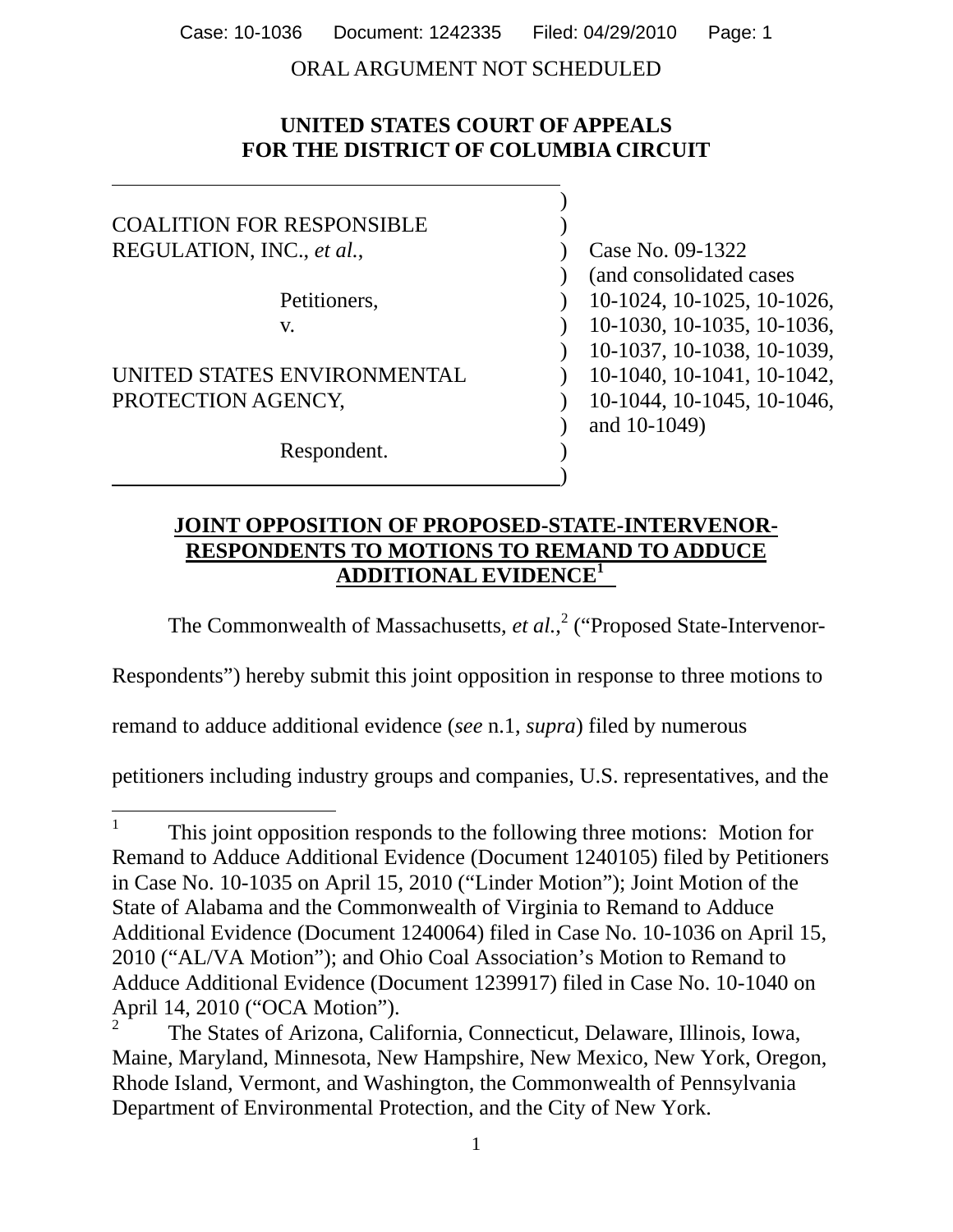ORAL ARGUMENT NOT SCHEDULED

**UNITED STATES COURT OF APPEALS**
**FOR THE DISTRICT OF COLUMBIA CIRCUIT**

| | |
|---|---|
| COALITION FOR RESPONSIBLE REGULATION, INC., *et al.*,<br><br>Petitioners,<br>v.<br><br>UNITED STATES ENVIRONMENTAL PROTECTION AGENCY,<br><br>Respondent. | Case No. 09-1322 (and consolidated cases 10-1024, 10-1025, 10-1026, 10-1030, 10-1035, 10-1036, 10-1037, 10-1038, 10-1039, 10-1040, 10-1041, 10-1042, 10-1044, 10-1045, 10-1046, and 10-1049) |

**JOINT OPPOSITION OF PROPOSED-STATE-INTERVENOR-RESPONDENTS TO MOTIONS TO REMAND TO ADDUCE ADDITIONAL EVIDENCE[1]**

The Commonwealth of Massachusetts, *et al.*,[2] ("Proposed State-Intervenor-Respondents") hereby submit this joint opposition in response to three motions to remand to adduce additional evidence (*see* n.1, *supra*) filed by numerous petitioners including industry groups and companies, U.S. representatives, and the

---

[1] This joint opposition responds to the following three motions: Motion for Remand to Adduce Additional Evidence (Document 1240105) filed by Petitioners in Case No. 10-1035 on April 15, 2010 ("Linder Motion"); Joint Motion of the State of Alabama and the Commonwealth of Virginia to Remand to Adduce Additional Evidence (Document 1240064) filed in Case No. 10-1036 on April 15, 2010 ("AL/VA Motion"); and Ohio Coal Association's Motion to Remand to Adduce Additional Evidence (Document 1239917) filed in Case No. 10-1040 on April 14, 2010 ("OCA Motion").

[2] The States of Arizona, California, Connecticut, Delaware, Illinois, Iowa, Maine, Maryland, Minnesota, New Hampshire, New Mexico, New York, Oregon, Rhode Island, Vermont, and Washington, the Commonwealth of Pennsylvania Department of Environmental Protection, and the City of New York.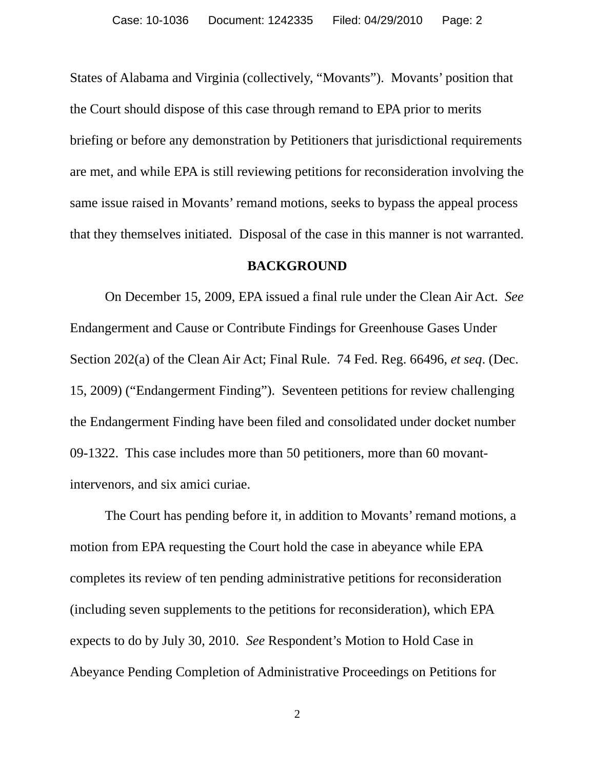States of Alabama and Virginia (collectively, "Movants"). Movants' position that the Court should dispose of this case through remand to EPA prior to merits briefing or before any demonstration by Petitioners that jurisdictional requirements are met, and while EPA is still reviewing petitions for reconsideration involving the same issue raised in Movants' remand motions, seeks to bypass the appeal process that they themselves initiated. Disposal of the case in this manner is not warranted.

## BACKGROUND

On December 15, 2009, EPA issued a final rule under the Clean Air Act. *See* Endangerment and Cause or Contribute Findings for Greenhouse Gases Under Section 202(a) of the Clean Air Act; Final Rule. 74 Fed. Reg. 66496, *et seq*. (Dec. 15, 2009) ("Endangerment Finding"). Seventeen petitions for review challenging the Endangerment Finding have been filed and consolidated under docket number 09-1322. This case includes more than 50 petitioners, more than 60 movant-intervenors, and six amici curiae.

The Court has pending before it, in addition to Movants' remand motions, a motion from EPA requesting the Court hold the case in abeyance while EPA completes its review of ten pending administrative petitions for reconsideration (including seven supplements to the petitions for reconsideration), which EPA expects to do by July 30, 2010. *See* Respondent's Motion to Hold Case in Abeyance Pending Completion of Administrative Proceedings on Petitions for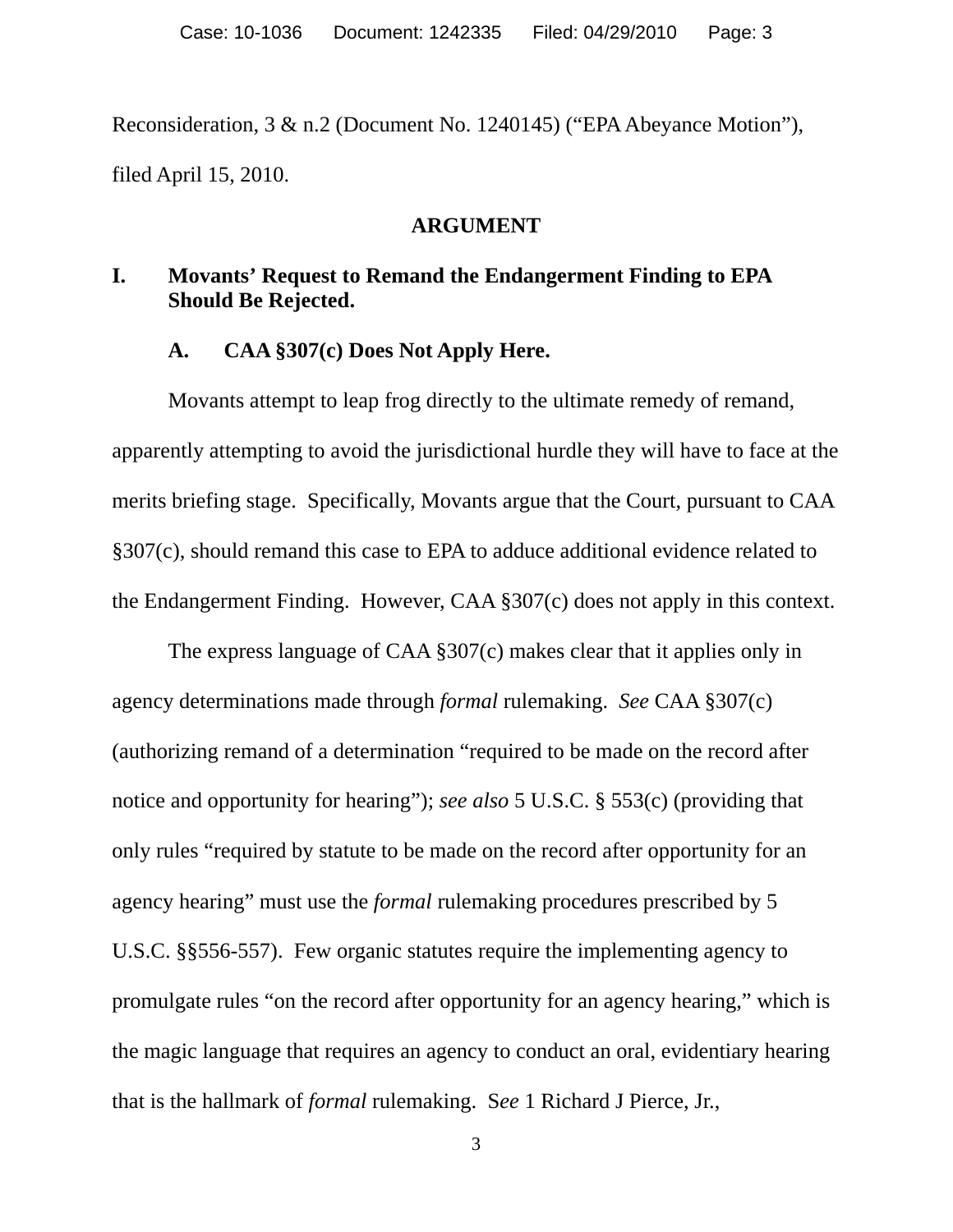Reconsideration, 3 & n.2 (Document No. 1240145) ("EPA Abeyance Motion"), filed April 15, 2010.

## ARGUMENT

### I. Movants' Request to Remand the Endangerment Finding to EPA Should Be Rejected.

#### A. CAA §307(c) Does Not Apply Here.

Movants attempt to leap frog directly to the ultimate remedy of remand, apparently attempting to avoid the jurisdictional hurdle they will have to face at the merits briefing stage. Specifically, Movants argue that the Court, pursuant to CAA §307(c), should remand this case to EPA to adduce additional evidence related to the Endangerment Finding. However, CAA §307(c) does not apply in this context.

The express language of CAA §307(c) makes clear that it applies only in agency determinations made through *formal* rulemaking. *See* CAA §307(c) (authorizing remand of a determination "required to be made on the record after notice and opportunity for hearing"); *see also* 5 U.S.C. § 553(c) (providing that only rules "required by statute to be made on the record after opportunity for an agency hearing" must use the *formal* rulemaking procedures prescribed by 5 U.S.C. §§556-557). Few organic statutes require the implementing agency to promulgate rules "on the record after opportunity for an agency hearing," which is the magic language that requires an agency to conduct an oral, evidentiary hearing that is the hallmark of *formal* rulemaking. S*ee* 1 Richard J Pierce, Jr.,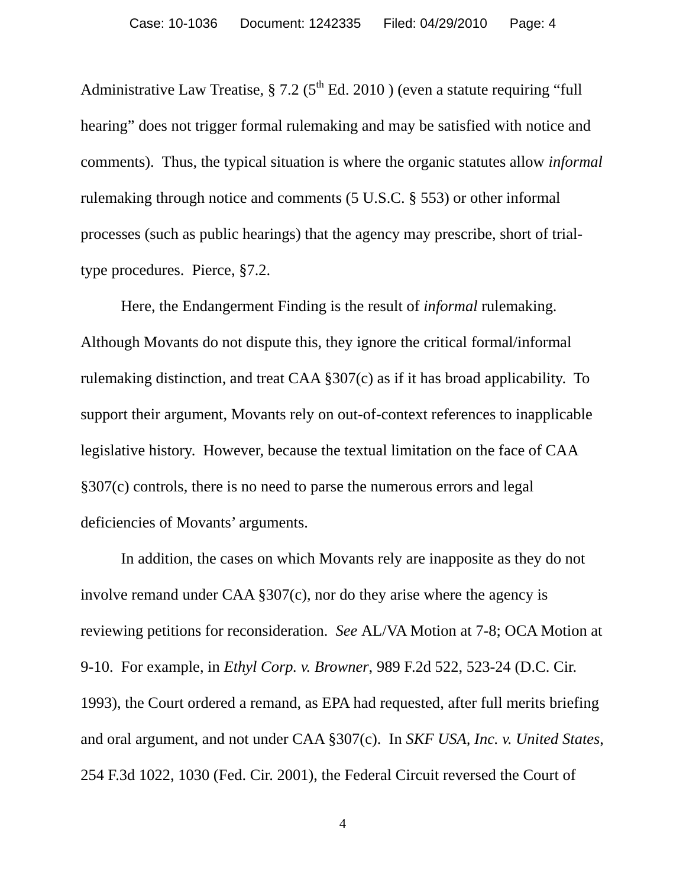Administrative Law Treatise, § 7.2 (5th Ed. 2010 ) (even a statute requiring "full hearing" does not trigger formal rulemaking and may be satisfied with notice and comments). Thus, the typical situation is where the organic statutes allow *informal* rulemaking through notice and comments (5 U.S.C. § 553) or other informal processes (such as public hearings) that the agency may prescribe, short of trial-type procedures. Pierce, §7.2.

Here, the Endangerment Finding is the result of *informal* rulemaking. Although Movants do not dispute this, they ignore the critical formal/informal rulemaking distinction, and treat CAA §307(c) as if it has broad applicability. To support their argument, Movants rely on out-of-context references to inapplicable legislative history. However, because the textual limitation on the face of CAA §307(c) controls, there is no need to parse the numerous errors and legal deficiencies of Movants' arguments.

In addition, the cases on which Movants rely are inapposite as they do not involve remand under CAA §307(c), nor do they arise where the agency is reviewing petitions for reconsideration. *See* AL/VA Motion at 7-8; OCA Motion at 9-10. For example, in *Ethyl Corp. v. Browner*, 989 F.2d 522, 523-24 (D.C. Cir. 1993), the Court ordered a remand, as EPA had requested, after full merits briefing and oral argument, and not under CAA §307(c). In *SKF USA, Inc. v. United States*, 254 F.3d 1022, 1030 (Fed. Cir. 2001), the Federal Circuit reversed the Court of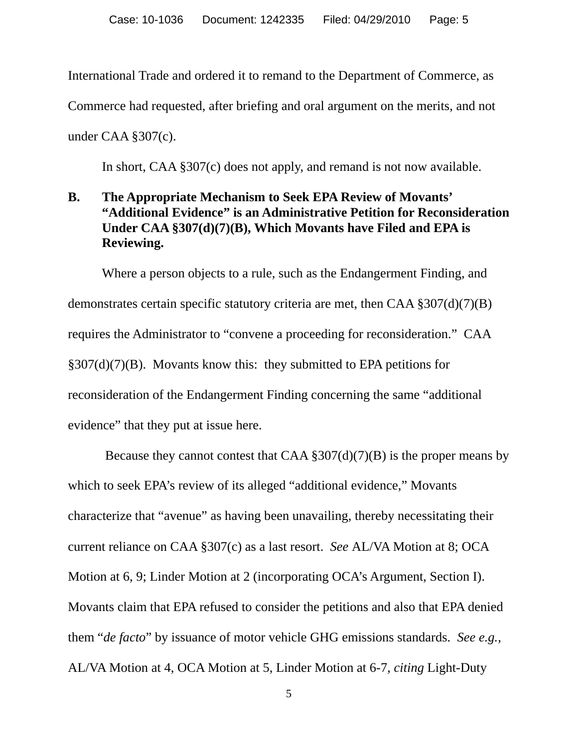International Trade and ordered it to remand to the Department of Commerce, as Commerce had requested, after briefing and oral argument on the merits, and not under CAA §307(c).

In short, CAA §307(c) does not apply, and remand is not now available.

### B. The Appropriate Mechanism to Seek EPA Review of Movants' "Additional Evidence" is an Administrative Petition for Reconsideration Under CAA §307(d)(7)(B), Which Movants have Filed and EPA is Reviewing.

Where a person objects to a rule, such as the Endangerment Finding, and demonstrates certain specific statutory criteria are met, then CAA §307(d)(7)(B) requires the Administrator to "convene a proceeding for reconsideration." CAA §307(d)(7)(B). Movants know this: they submitted to EPA petitions for reconsideration of the Endangerment Finding concerning the same "additional evidence" that they put at issue here.

Because they cannot contest that CAA §307(d)(7)(B) is the proper means by which to seek EPA's review of its alleged "additional evidence," Movants characterize that "avenue" as having been unavailing, thereby necessitating their current reliance on CAA §307(c) as a last resort. *See* AL/VA Motion at 8; OCA Motion at 6, 9; Linder Motion at 2 (incorporating OCA's Argument, Section I). Movants claim that EPA refused to consider the petitions and also that EPA denied them "*de facto*" by issuance of motor vehicle GHG emissions standards. *See e.g.*, AL/VA Motion at 4, OCA Motion at 5, Linder Motion at 6-7, *citing* Light-Duty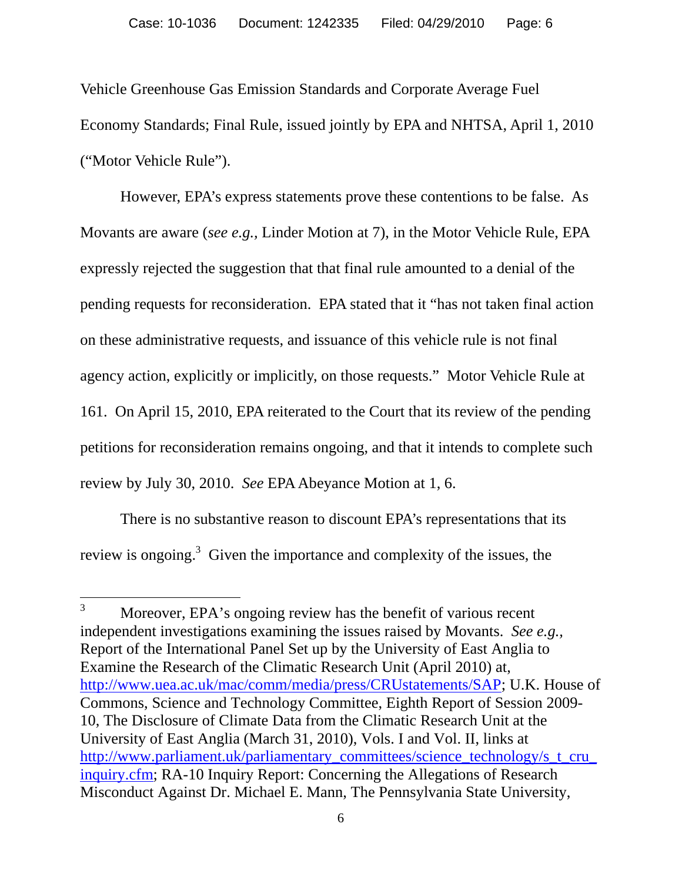Vehicle Greenhouse Gas Emission Standards and Corporate Average Fuel Economy Standards; Final Rule, issued jointly by EPA and NHTSA, April 1, 2010 ("Motor Vehicle Rule").

However, EPA's express statements prove these contentions to be false. As Movants are aware (*see e.g.,* Linder Motion at 7), in the Motor Vehicle Rule, EPA expressly rejected the suggestion that that final rule amounted to a denial of the pending requests for reconsideration. EPA stated that it "has not taken final action on these administrative requests, and issuance of this vehicle rule is not final agency action, explicitly or implicitly, on those requests." Motor Vehicle Rule at 161. On April 15, 2010, EPA reiterated to the Court that its review of the pending petitions for reconsideration remains ongoing, and that it intends to complete such review by July 30, 2010. *See* EPA Abeyance Motion at 1, 6.

There is no substantive reason to discount EPA's representations that its review is ongoing.[3] Given the importance and complexity of the issues, the

---

[3] Moreover, EPA's ongoing review has the benefit of various recent independent investigations examining the issues raised by Movants. *See e.g.,* Report of the International Panel Set up by the University of East Anglia to Examine the Research of the Climatic Research Unit (April 2010) at, http://www.uea.ac.uk/mac/comm/media/press/CRUstatements/SAP; U.K. House of Commons, Science and Technology Committee, Eighth Report of Session 2009-10, The Disclosure of Climate Data from the Climatic Research Unit at the University of East Anglia (March 31, 2010), Vols. I and Vol. II, links at http://www.parliament.uk/parliamentary_committees/science_technology/s_t_cru_inquiry.cfm; RA-10 Inquiry Report: Concerning the Allegations of Research Misconduct Against Dr. Michael E. Mann, The Pennsylvania State University,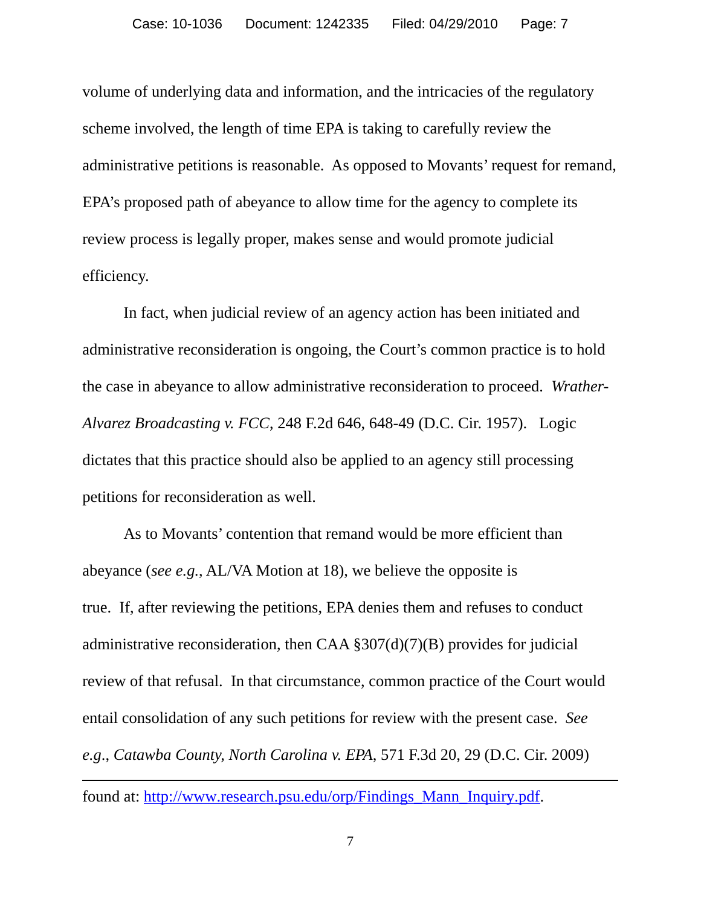volume of underlying data and information, and the intricacies of the regulatory scheme involved, the length of time EPA is taking to carefully review the administrative petitions is reasonable. As opposed to Movants' request for remand, EPA's proposed path of abeyance to allow time for the agency to complete its review process is legally proper, makes sense and would promote judicial efficiency.

In fact, when judicial review of an agency action has been initiated and administrative reconsideration is ongoing, the Court's common practice is to hold the case in abeyance to allow administrative reconsideration to proceed. *Wrather-Alvarez Broadcasting v. FCC*, 248 F.2d 646, 648-49 (D.C. Cir. 1957). Logic dictates that this practice should also be applied to an agency still processing petitions for reconsideration as well.

As to Movants' contention that remand would be more efficient than abeyance (*see e.g.*, AL/VA Motion at 18), we believe the opposite is true. If, after reviewing the petitions, EPA denies them and refuses to conduct administrative reconsideration, then CAA §307(d)(7)(B) provides for judicial review of that refusal. In that circumstance, common practice of the Court would entail consolidation of any such petitions for review with the present case. *See e.g.*, *Catawba County, North Carolina v. EPA*, 571 F.3d 20, 29 (D.C. Cir. 2009)

---

found at: http://www.research.psu.edu/orp/Findings_Mann_Inquiry.pdf.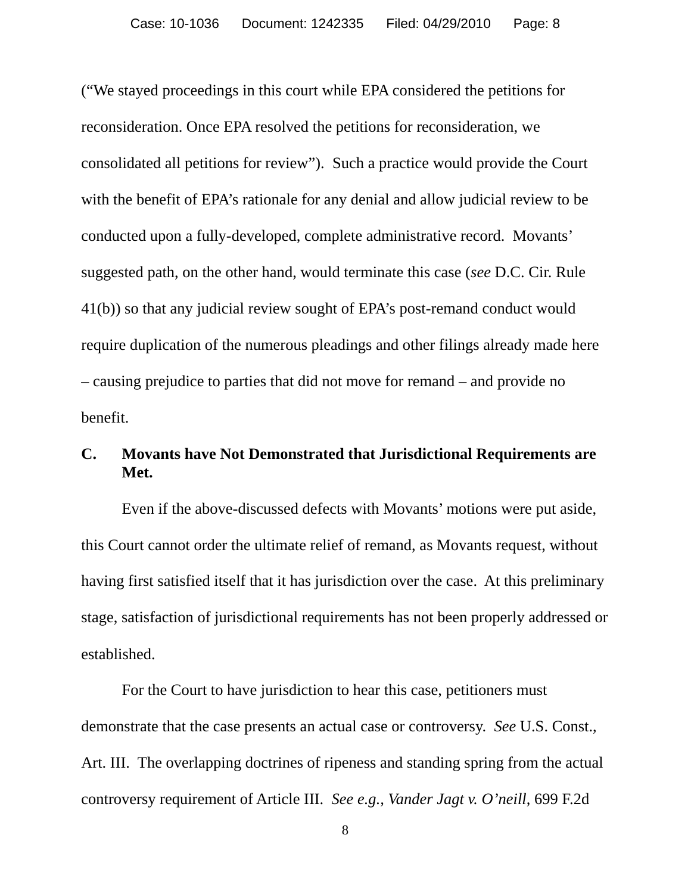("We stayed proceedings in this court while EPA considered the petitions for reconsideration. Once EPA resolved the petitions for reconsideration, we consolidated all petitions for review"). Such a practice would provide the Court with the benefit of EPA's rationale for any denial and allow judicial review to be conducted upon a fully-developed, complete administrative record. Movants' suggested path, on the other hand, would terminate this case (*see* D.C. Cir. Rule 41(b)) so that any judicial review sought of EPA's post-remand conduct would require duplication of the numerous pleadings and other filings already made here – causing prejudice to parties that did not move for remand – and provide no benefit.

### C. Movants have Not Demonstrated that Jurisdictional Requirements are Met.

Even if the above-discussed defects with Movants' motions were put aside, this Court cannot order the ultimate relief of remand, as Movants request, without having first satisfied itself that it has jurisdiction over the case. At this preliminary stage, satisfaction of jurisdictional requirements has not been properly addressed or established.

For the Court to have jurisdiction to hear this case, petitioners must demonstrate that the case presents an actual case or controversy. *See* U.S. Const., Art. III. The overlapping doctrines of ripeness and standing spring from the actual controversy requirement of Article III. *See e.g., Vander Jagt v. O'neill*, 699 F.2d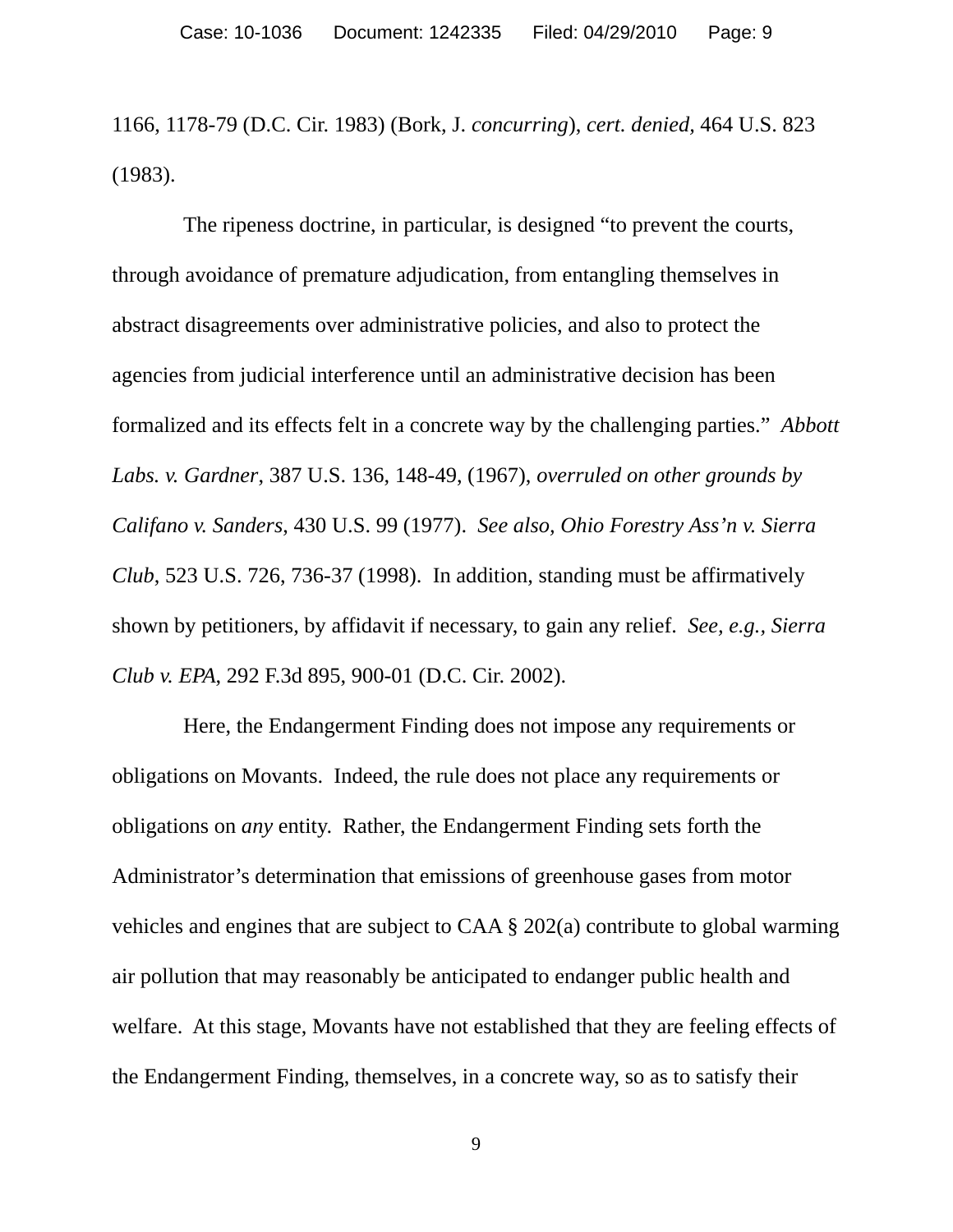1166, 1178-79 (D.C. Cir. 1983) (Bork, J. *concurring*), *cert. denied*, 464 U.S. 823 (1983).

The ripeness doctrine, in particular, is designed "to prevent the courts, through avoidance of premature adjudication, from entangling themselves in abstract disagreements over administrative policies, and also to protect the agencies from judicial interference until an administrative decision has been formalized and its effects felt in a concrete way by the challenging parties." *Abbott Labs. v. Gardner*, 387 U.S. 136, 148-49, (1967), *overruled on other grounds by Califano v. Sanders*, 430 U.S. 99 (1977). *See also, Ohio Forestry Ass'n v. Sierra Club*, 523 U.S. 726, 736-37 (1998). In addition, standing must be affirmatively shown by petitioners, by affidavit if necessary, to gain any relief. *See, e.g., Sierra Club v. EPA*, 292 F.3d 895, 900-01 (D.C. Cir. 2002).

Here, the Endangerment Finding does not impose any requirements or obligations on Movants. Indeed, the rule does not place any requirements or obligations on *any* entity. Rather, the Endangerment Finding sets forth the Administrator's determination that emissions of greenhouse gases from motor vehicles and engines that are subject to CAA § 202(a) contribute to global warming air pollution that may reasonably be anticipated to endanger public health and welfare. At this stage, Movants have not established that they are feeling effects of the Endangerment Finding, themselves, in a concrete way, so as to satisfy their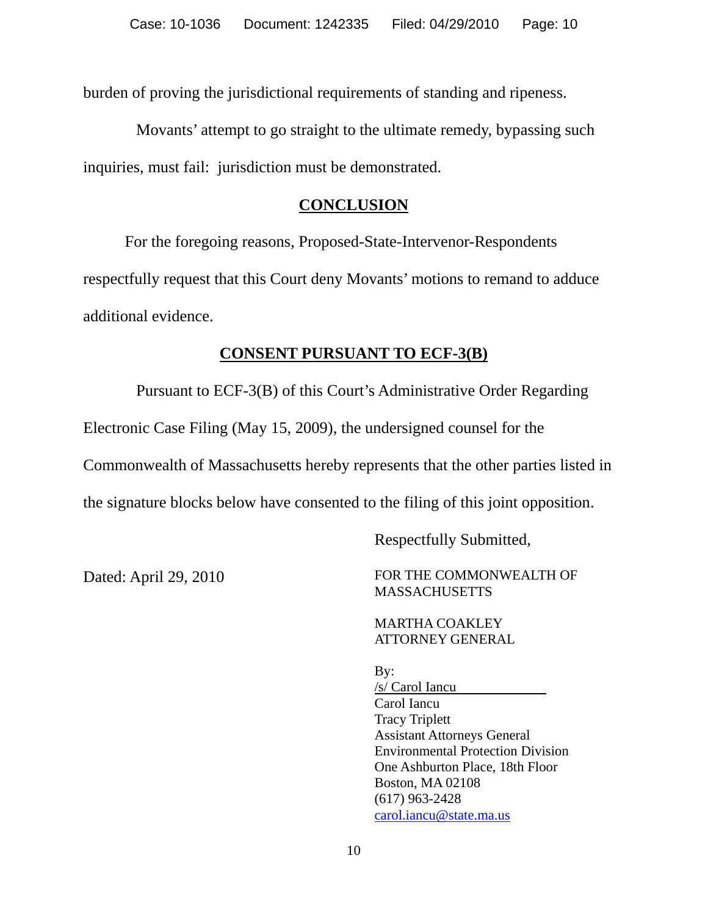burden of proving the jurisdictional requirements of standing and ripeness.

Movants' attempt to go straight to the ultimate remedy, bypassing such inquiries, must fail: jurisdiction must be demonstrated.

## CONCLUSION

For the foregoing reasons, Proposed-State-Intervenor-Respondents respectfully request that this Court deny Movants' motions to remand to adduce additional evidence.

## CONSENT PURSUANT TO ECF-3(B)

Pursuant to ECF-3(B) of this Court's Administrative Order Regarding Electronic Case Filing (May 15, 2009), the undersigned counsel for the Commonwealth of Massachusetts hereby represents that the other parties listed in the signature blocks below have consented to the filing of this joint opposition.

Respectfully Submitted,

Dated: April 29, 2010

FOR THE COMMONWEALTH OF MASSACHUSETTS

MARTHA COAKLEY
ATTORNEY GENERAL

By:
/s/ Carol Iancu
Carol Iancu
Tracy Triplett
Assistant Attorneys General
Environmental Protection Division
One Ashburton Place, 18th Floor
Boston, MA 02108
(617) 963-2428
carol.iancu@state.ma.us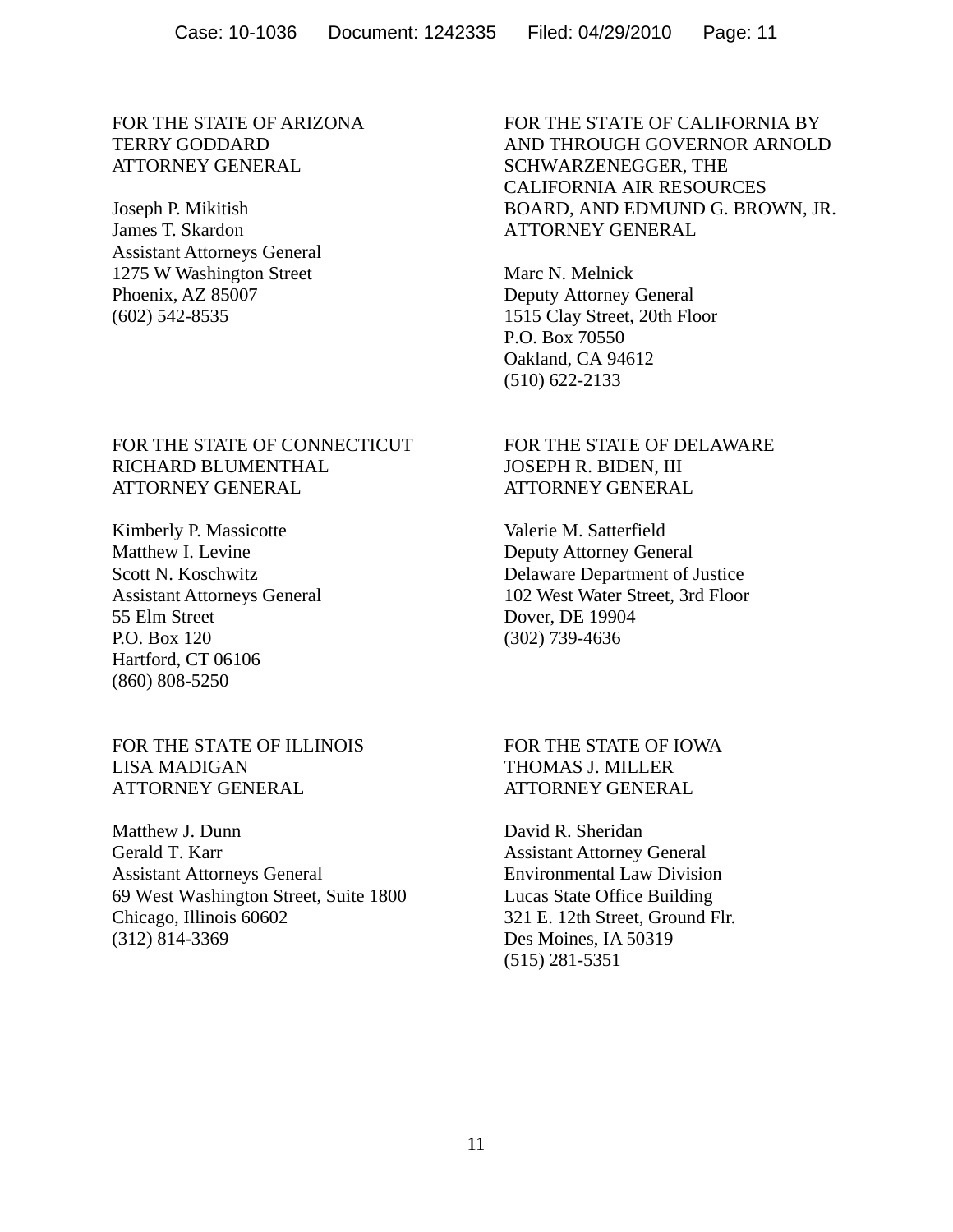FOR THE STATE OF ARIZONA
TERRY GODDARD
ATTORNEY GENERAL

Joseph P. Mikitish
James T. Skardon
Assistant Attorneys General
1275 W Washington Street
Phoenix, AZ 85007
(602) 542-8535

FOR THE STATE OF CALIFORNIA BY AND THROUGH GOVERNOR ARNOLD SCHWARZENEGGER, THE CALIFORNIA AIR RESOURCES BOARD, AND EDMUND G. BROWN, JR. ATTORNEY GENERAL

Marc N. Melnick
Deputy Attorney General
1515 Clay Street, 20th Floor
P.O. Box 70550
Oakland, CA 94612
(510) 622-2133

FOR THE STATE OF CONNECTICUT
RICHARD BLUMENTHAL
ATTORNEY GENERAL

Kimberly P. Massicotte
Matthew I. Levine
Scott N. Koschwitz
Assistant Attorneys General
55 Elm Street
P.O. Box 120
Hartford, CT 06106
(860) 808-5250

FOR THE STATE OF DELAWARE
JOSEPH R. BIDEN, III
ATTORNEY GENERAL

Valerie M. Satterfield
Deputy Attorney General
Delaware Department of Justice
102 West Water Street, 3rd Floor
Dover, DE 19904
(302) 739-4636

FOR THE STATE OF ILLINOIS
LISA MADIGAN
ATTORNEY GENERAL

Matthew J. Dunn
Gerald T. Karr
Assistant Attorneys General
69 West Washington Street, Suite 1800
Chicago, Illinois 60602
(312) 814-3369

FOR THE STATE OF IOWA
THOMAS J. MILLER
ATTORNEY GENERAL

David R. Sheridan
Assistant Attorney General
Environmental Law Division
Lucas State Office Building
321 E. 12th Street, Ground Flr.
Des Moines, IA 50319
(515) 281-5351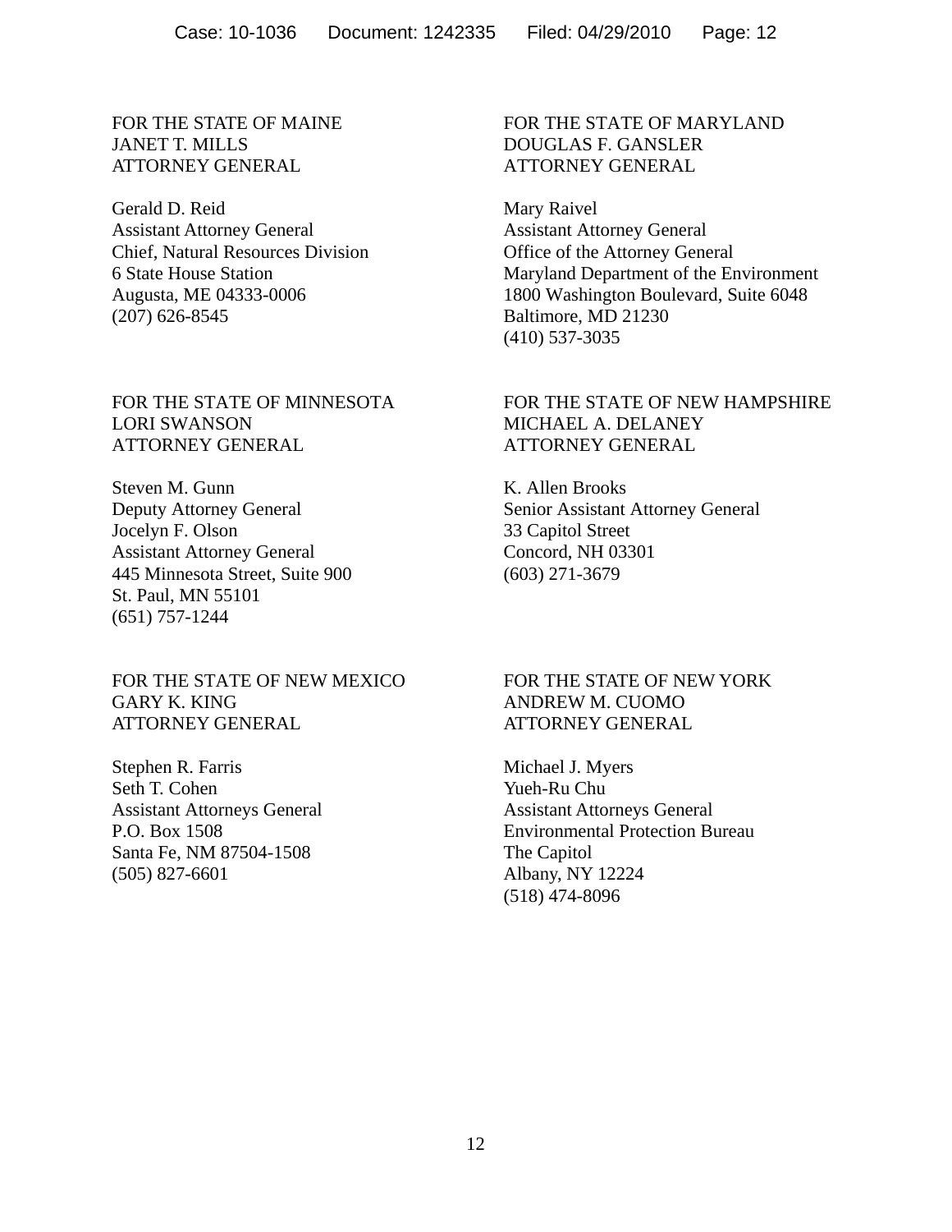FOR THE STATE OF MAINE
JANET T. MILLS
ATTORNEY GENERAL

Gerald D. Reid
Assistant Attorney General
Chief, Natural Resources Division
6 State House Station
Augusta, ME 04333-0006
(207) 626-8545

FOR THE STATE OF MARYLAND
DOUGLAS F. GANSLER
ATTORNEY GENERAL

Mary Raivel
Assistant Attorney General
Office of the Attorney General
Maryland Department of the Environment
1800 Washington Boulevard, Suite 6048
Baltimore, MD 21230
(410) 537-3035

FOR THE STATE OF MINNESOTA
LORI SWANSON
ATTORNEY GENERAL

Steven M. Gunn
Deputy Attorney General
Jocelyn F. Olson
Assistant Attorney General
445 Minnesota Street, Suite 900
St. Paul, MN 55101
(651) 757-1244

FOR THE STATE OF NEW HAMPSHIRE
MICHAEL A. DELANEY
ATTORNEY GENERAL

K. Allen Brooks
Senior Assistant Attorney General
33 Capitol Street
Concord, NH 03301
(603) 271-3679

FOR THE STATE OF NEW MEXICO
GARY K. KING
ATTORNEY GENERAL

Stephen R. Farris
Seth T. Cohen
Assistant Attorneys General
P.O. Box 1508
Santa Fe, NM 87504-1508
(505) 827-6601

FOR THE STATE OF NEW YORK
ANDREW M. CUOMO
ATTORNEY GENERAL

Michael J. Myers
Yueh-Ru Chu
Assistant Attorneys General
Environmental Protection Bureau
The Capitol
Albany, NY 12224
(518) 474-8096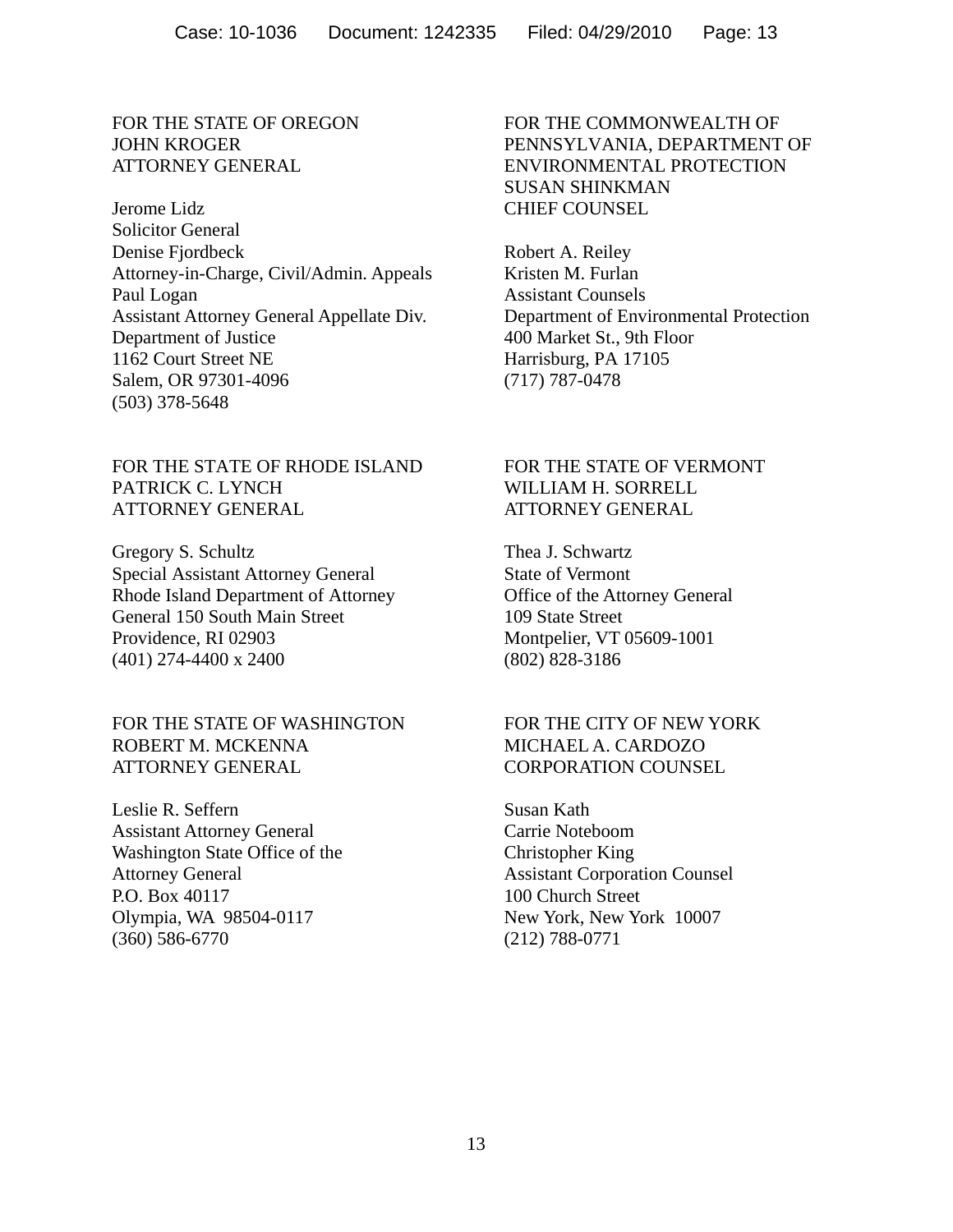FOR THE STATE OF OREGON
JOHN KROGER
ATTORNEY GENERAL

Jerome Lidz
Solicitor General
Denise Fjordbeck
Attorney-in-Charge, Civil/Admin. Appeals
Paul Logan
Assistant Attorney General Appellate Div.
Department of Justice
1162 Court Street NE
Salem, OR 97301-4096
(503) 378-5648

FOR THE COMMONWEALTH OF PENNSYLVANIA, DEPARTMENT OF ENVIRONMENTAL PROTECTION
SUSAN SHINKMAN
CHIEF COUNSEL

Robert A. Reiley
Kristen M. Furlan
Assistant Counsels
Department of Environmental Protection
400 Market St., 9th Floor
Harrisburg, PA 17105
(717) 787-0478

FOR THE STATE OF RHODE ISLAND
PATRICK C. LYNCH
ATTORNEY GENERAL

Gregory S. Schultz
Special Assistant Attorney General
Rhode Island Department of Attorney General 150 South Main Street
Providence, RI 02903
(401) 274-4400 x 2400

FOR THE STATE OF VERMONT
WILLIAM H. SORRELL
ATTORNEY GENERAL

Thea J. Schwartz
State of Vermont
Office of the Attorney General
109 State Street
Montpelier, VT 05609-1001
(802) 828-3186

FOR THE STATE OF WASHINGTON
ROBERT M. MCKENNA
ATTORNEY GENERAL

Leslie R. Seffern
Assistant Attorney General
Washington State Office of the Attorney General
P.O. Box 40117
Olympia, WA 98504-0117
(360) 586-6770

FOR THE CITY OF NEW YORK
MICHAEL A. CARDOZO
CORPORATION COUNSEL

Susan Kath
Carrie Noteboom
Christopher King
Assistant Corporation Counsel
100 Church Street
New York, New York 10007
(212) 788-0771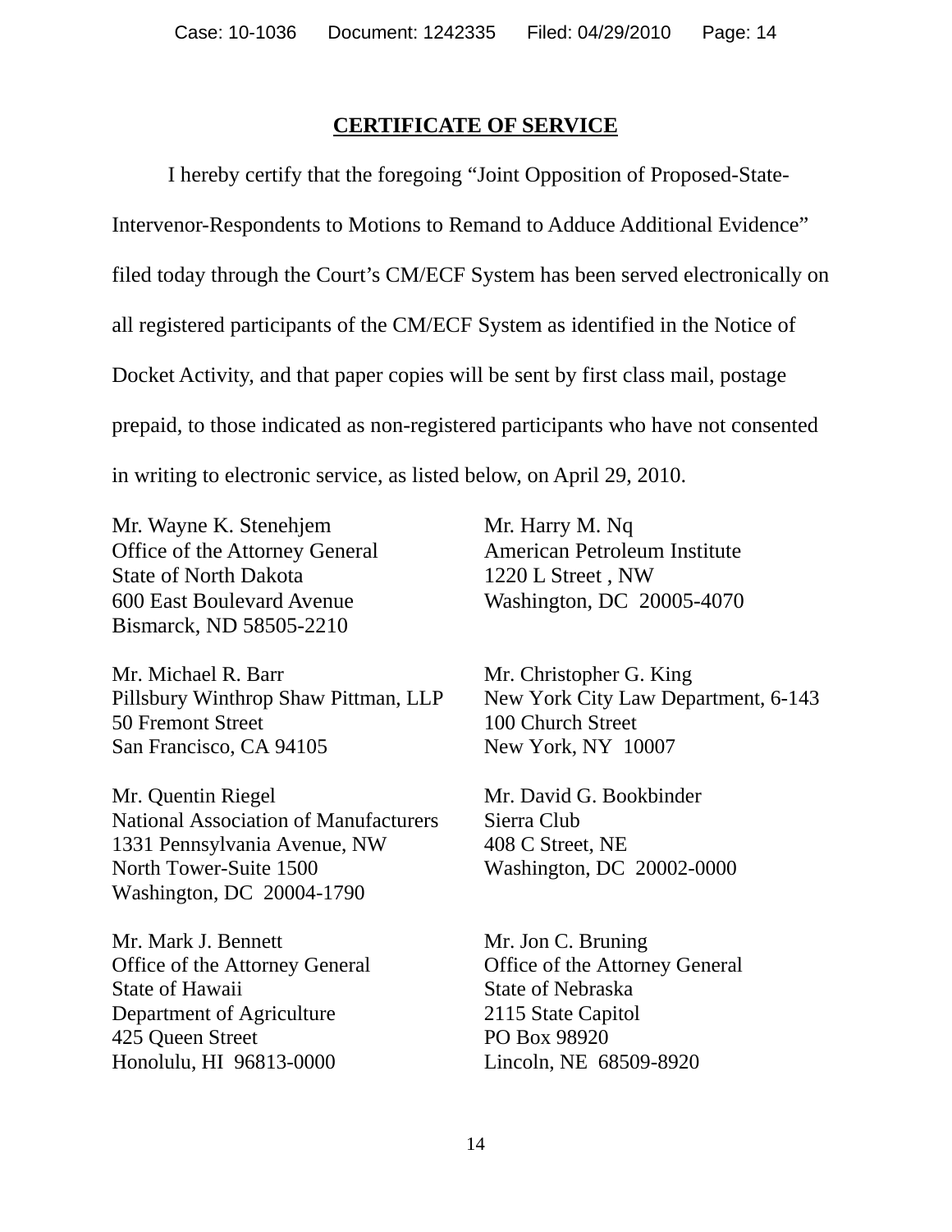## CERTIFICATE OF SERVICE

I hereby certify that the foregoing "Joint Opposition of Proposed-State-Intervenor-Respondents to Motions to Remand to Adduce Additional Evidence" filed today through the Court's CM/ECF System has been served electronically on all registered participants of the CM/ECF System as identified in the Notice of Docket Activity, and that paper copies will be sent by first class mail, postage prepaid, to those indicated as non-registered participants who have not consented in writing to electronic service, as listed below, on April 29, 2010.

Mr. Wayne K. Stenehjem
Office of the Attorney General
State of North Dakota
600 East Boulevard Avenue
Bismarck, ND 58505-2210

Mr. Harry M. Nq
American Petroleum Institute
1220 L Street , NW
Washington, DC 20005-4070

Mr. Michael R. Barr
Pillsbury Winthrop Shaw Pittman, LLP
50 Fremont Street
San Francisco, CA 94105

Mr. Christopher G. King
New York City Law Department, 6-143
100 Church Street
New York, NY 10007

Mr. Quentin Riegel
National Association of Manufacturers
1331 Pennsylvania Avenue, NW
North Tower-Suite 1500
Washington, DC 20004-1790

Mr. David G. Bookbinder
Sierra Club
408 C Street, NE
Washington, DC 20002-0000

Mr. Mark J. Bennett
Office of the Attorney General
State of Hawaii
Department of Agriculture
425 Queen Street
Honolulu, HI 96813-0000

Mr. Jon C. Bruning
Office of the Attorney General
State of Nebraska
2115 State Capitol
PO Box 98920
Lincoln, NE 68509-8920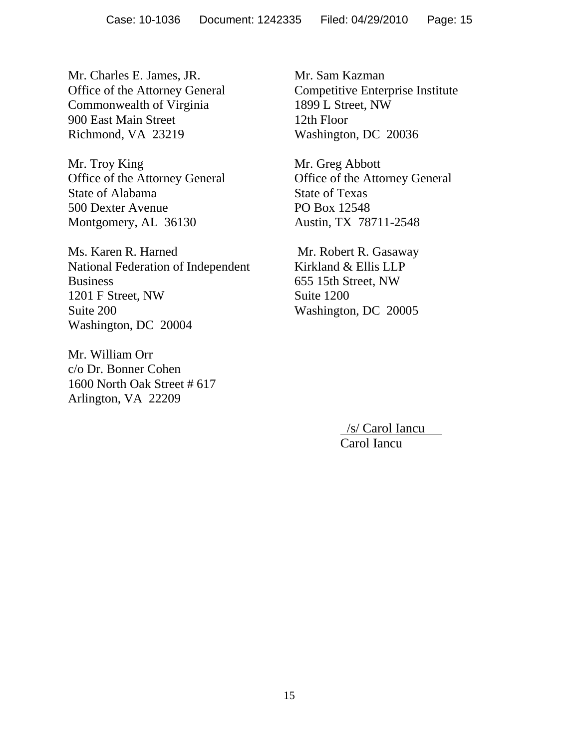Mr. Charles E. James, JR.
Office of the Attorney General
Commonwealth of Virginia
900 East Main Street
Richmond, VA 23219

Mr. Troy King
Office of the Attorney General
State of Alabama
500 Dexter Avenue
Montgomery, AL 36130

Ms. Karen R. Harned
National Federation of Independent Business
1201 F Street, NW
Suite 200
Washington, DC 20004

Mr. William Orr
c/o Dr. Bonner Cohen
1600 North Oak Street # 617
Arlington, VA 22209

Mr. Sam Kazman
Competitive Enterprise Institute
1899 L Street, NW
12th Floor
Washington, DC 20036

Mr. Greg Abbott
Office of the Attorney General
State of Texas
PO Box 12548
Austin, TX 78711-2548

Mr. Robert R. Gasaway
Kirkland & Ellis LLP
655 15th Street, NW
Suite 1200
Washington, DC 20005

/s/ Carol Iancu
Carol Iancu